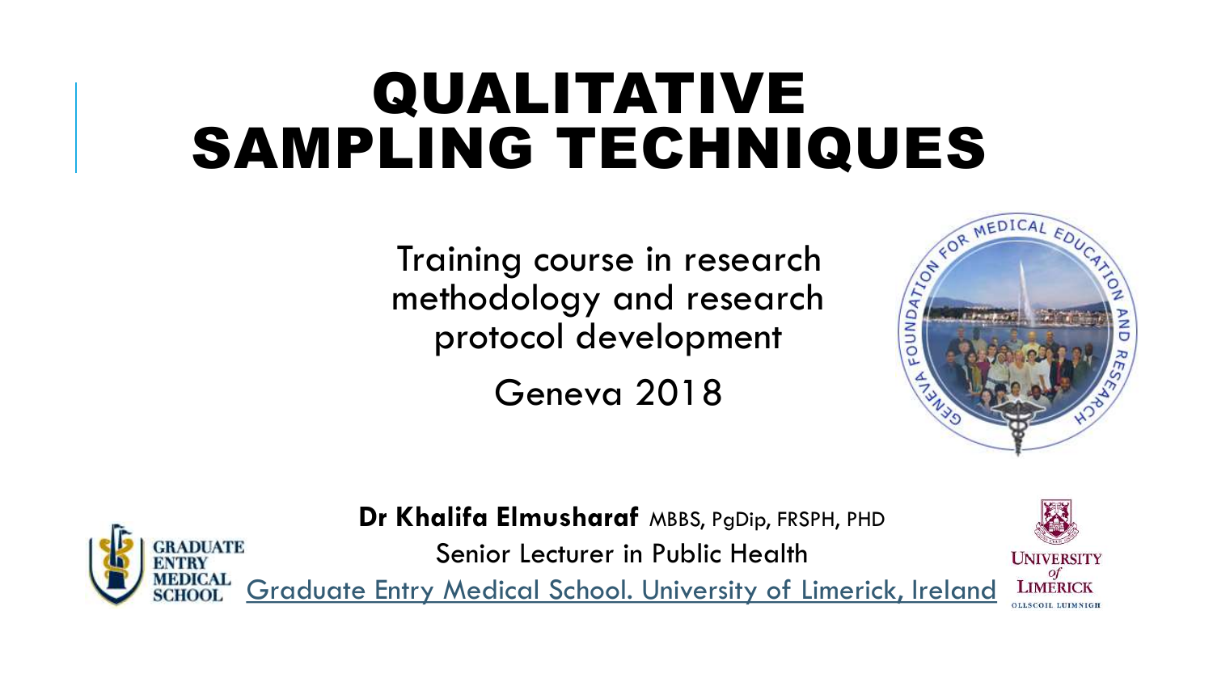# QUALITATIVE SAMPLING TECHNIQUES

Training course in research methodology and research protocol development

Geneva 2018

**Dr Khalifa Elmusharaf** MBBS, PgDip, FRSPH, PHD

Senior Lecturer in Public Health

Graduate Entry Medical School. University of Limerick, Ireland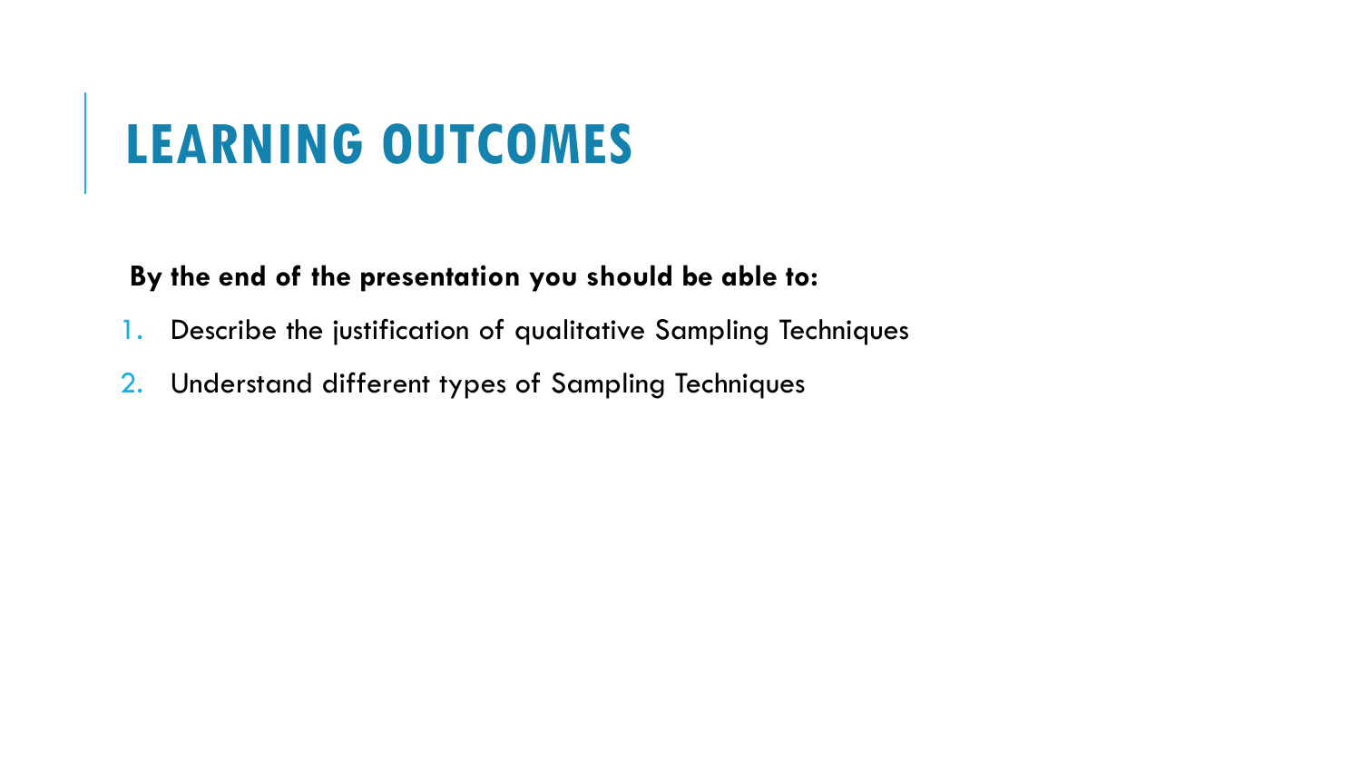# LEARNING OUTCOMES

**By the end of the presentation you should be able to:**

1. Describe the justification of qualitative Sampling Techniques
2. Understand different types of Sampling Techniques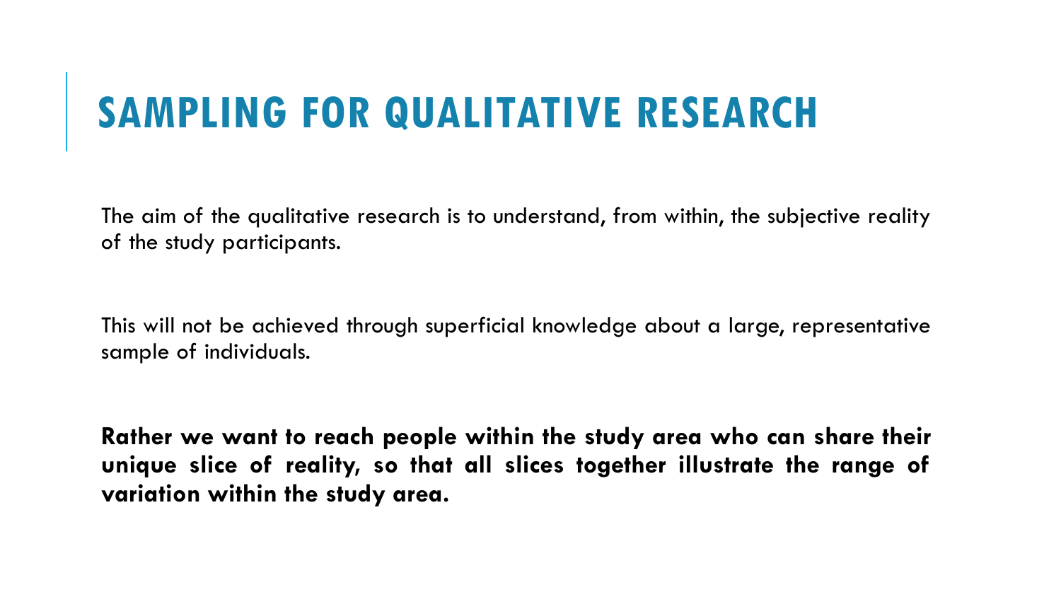# SAMPLING FOR QUALITATIVE RESEARCH

The aim of the qualitative research is to understand, from within, the subjective reality of the study participants.

This will not be achieved through superficial knowledge about a large, representative sample of individuals.

**Rather we want to reach people within the study area who can share their unique slice of reality, so that all slices together illustrate the range of variation within the study area.**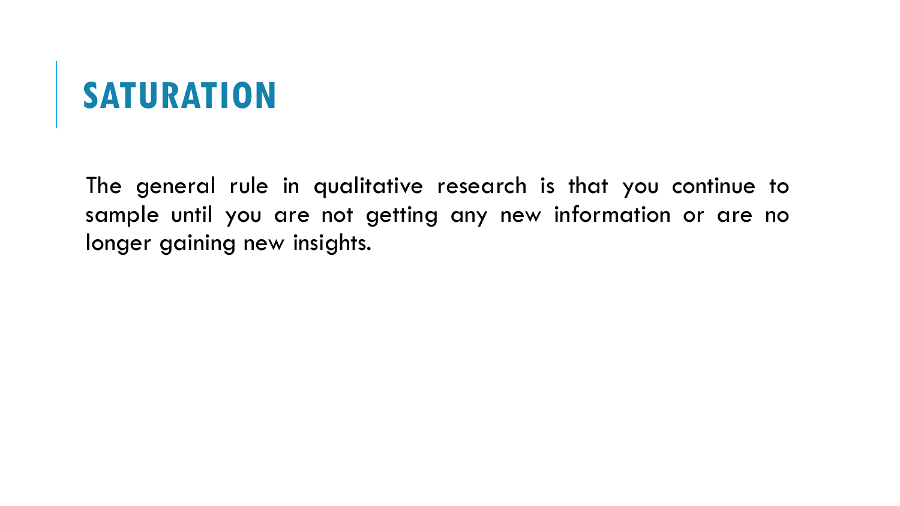# SATURATION

The general rule in qualitative research is that you continue to sample until you are not getting any new information or are no longer gaining new insights.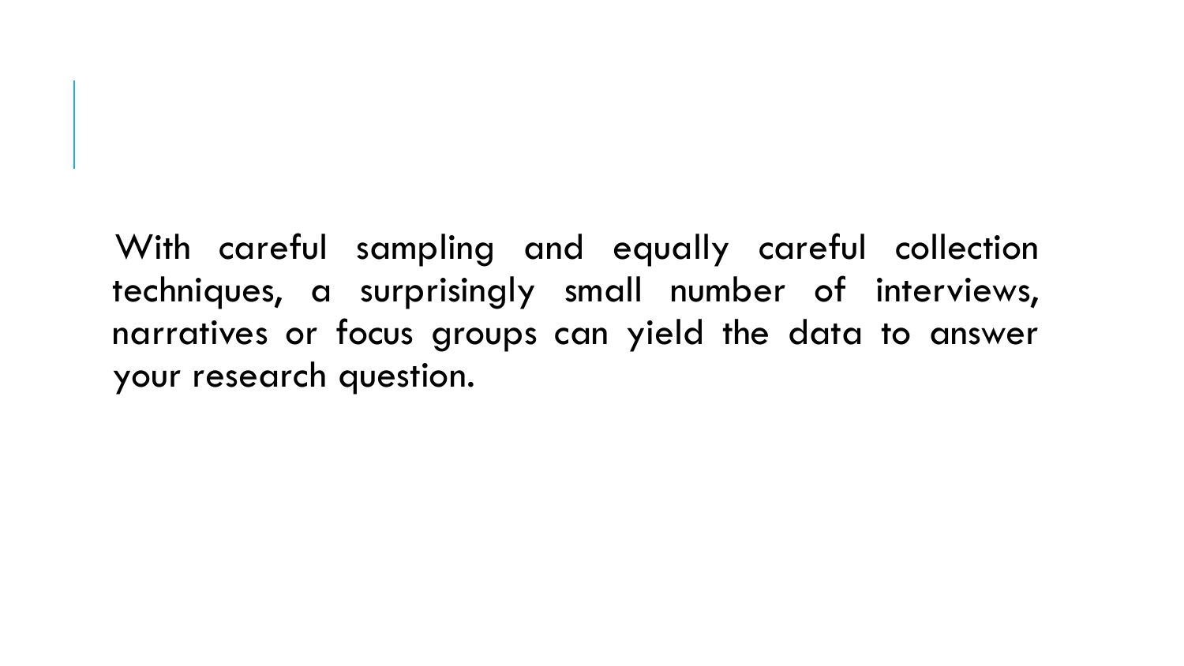With careful sampling and equally careful collection techniques, a surprisingly small number of interviews, narratives or focus groups can yield the data to answer your research question.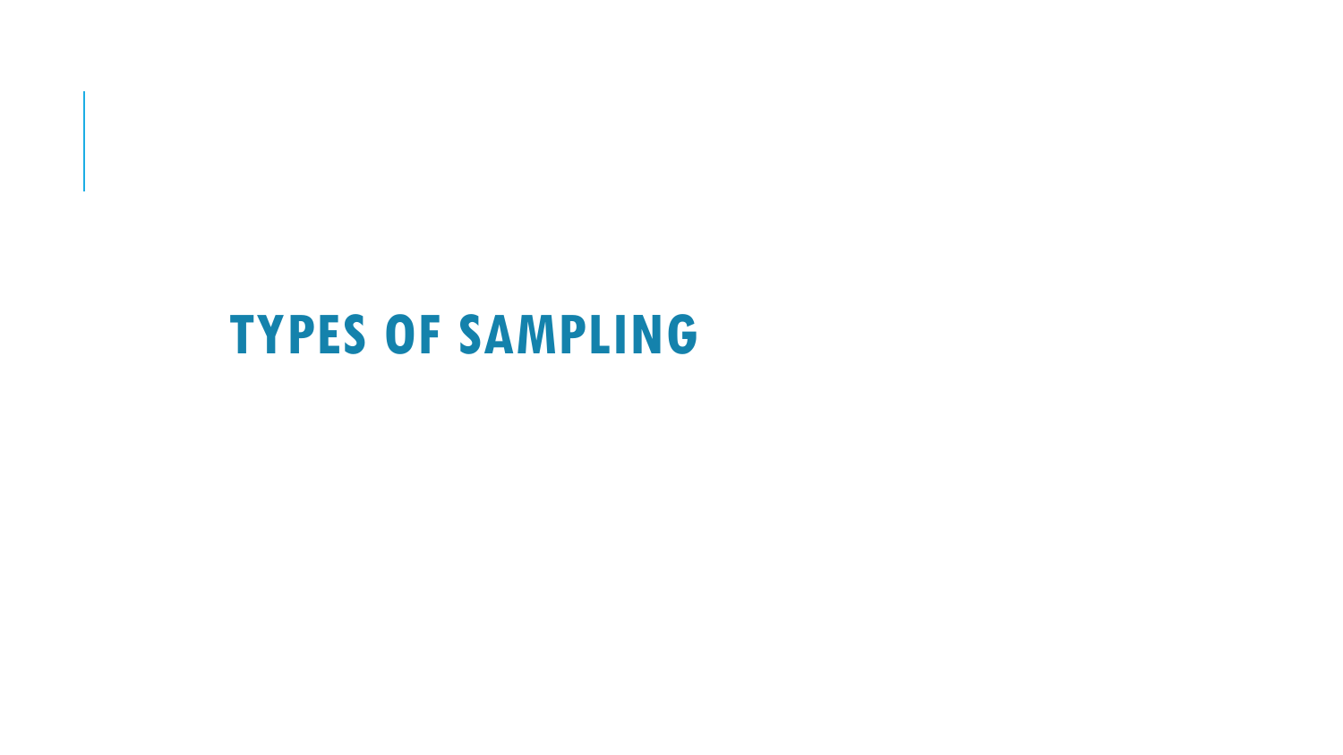# TYPES OF SAMPLING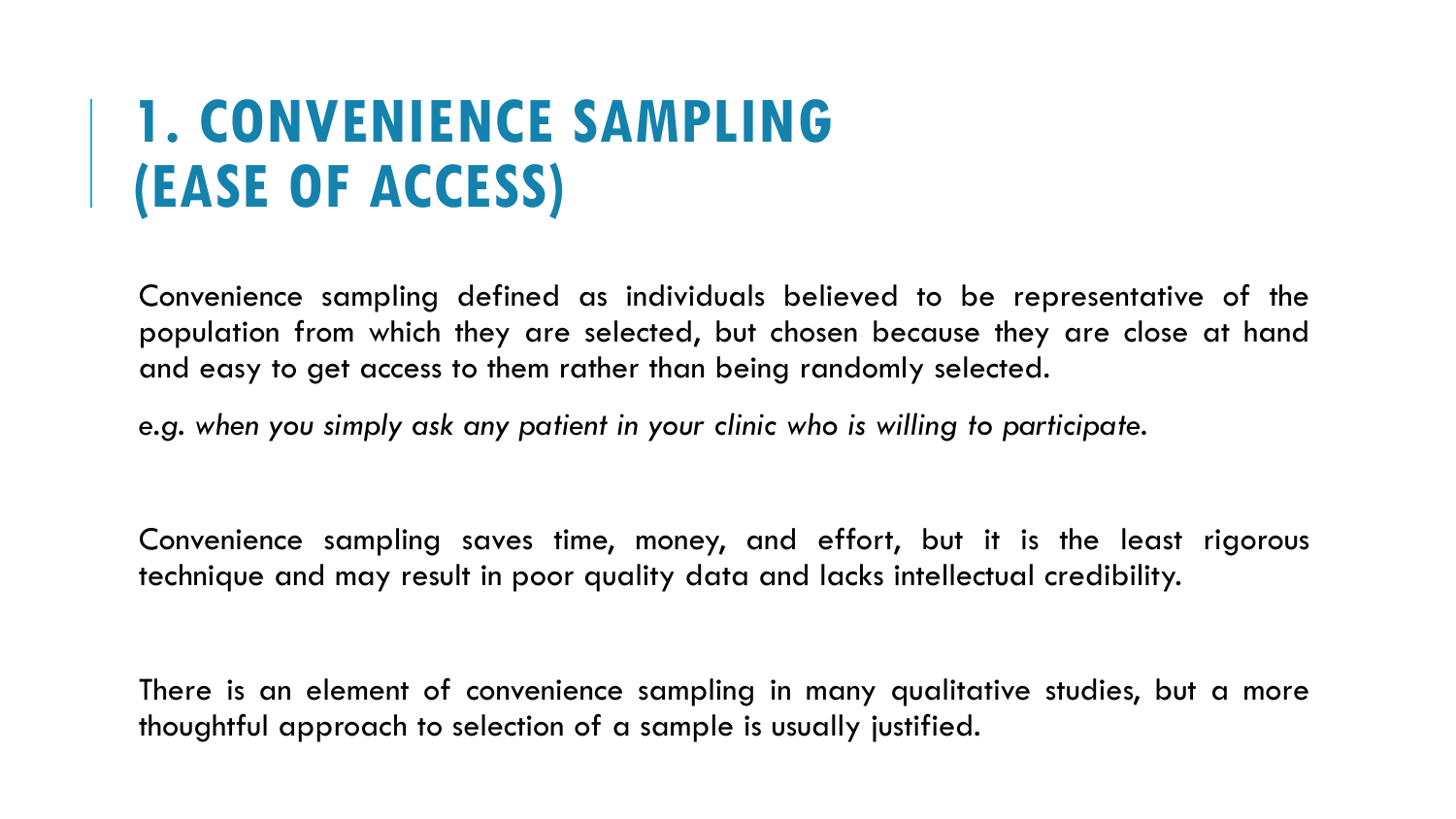# 1. CONVENIENCE SAMPLING (EASE OF ACCESS)

Convenience sampling defined as individuals believed to be representative of the population from which they are selected, but chosen because they are close at hand and easy to get access to them rather than being randomly selected.

*e.g. when you simply ask any patient in your clinic who is willing to participate.*

Convenience sampling saves time, money, and effort, but it is the least rigorous technique and may result in poor quality data and lacks intellectual credibility.

There is an element of convenience sampling in many qualitative studies, but a more thoughtful approach to selection of a sample is usually justified.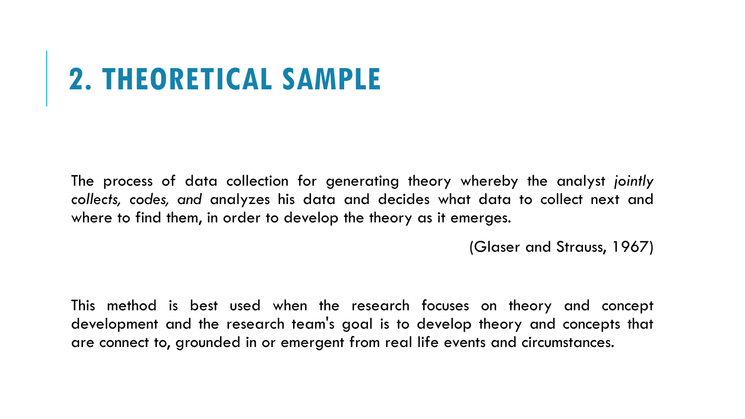# 2. THEORETICAL SAMPLE

The process of data collection for generating theory whereby the analyst *jointly collects, codes, and* analyzes his data and decides what data to collect next and where to find them, in order to develop the theory as it emerges.

(Glaser and Strauss, 1967)

This method is best used when the research focuses on theory and concept development and the research team's goal is to develop theory and concepts that are connect to, grounded in or emergent from real life events and circumstances.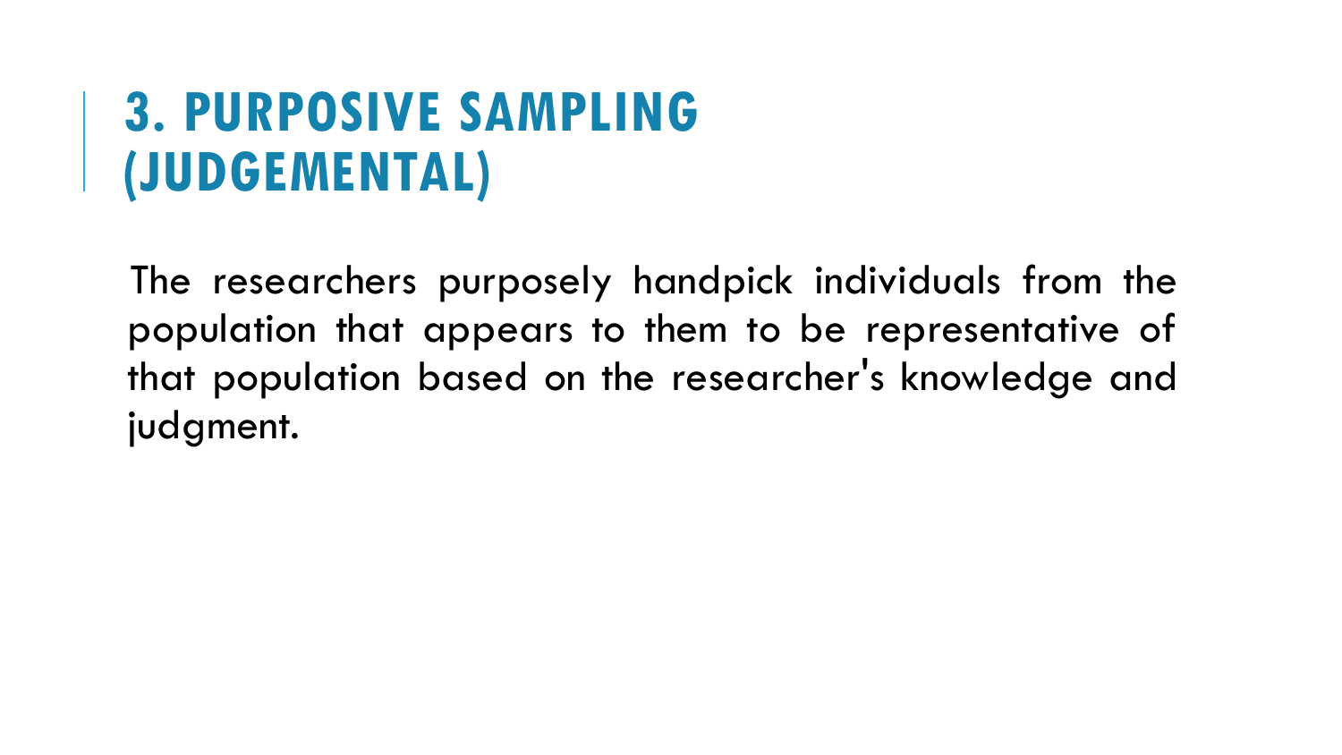# 3. PURPOSIVE SAMPLING (JUDGEMENTAL)

The researchers purposely handpick individuals from the population that appears to them to be representative of that population based on the researcher's knowledge and judgment.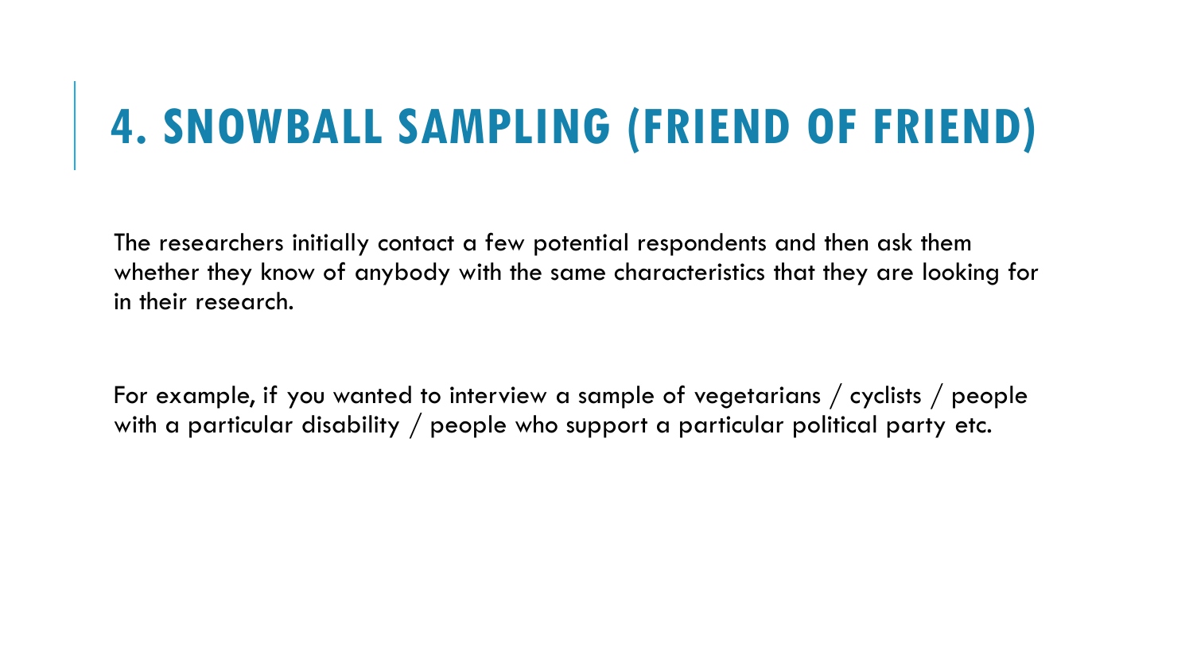# 4. SNOWBALL SAMPLING (FRIEND OF FRIEND)

The researchers initially contact a few potential respondents and then ask them whether they know of anybody with the same characteristics that they are looking for in their research.

For example, if you wanted to interview a sample of vegetarians / cyclists / people with a particular disability / people who support a particular political party etc.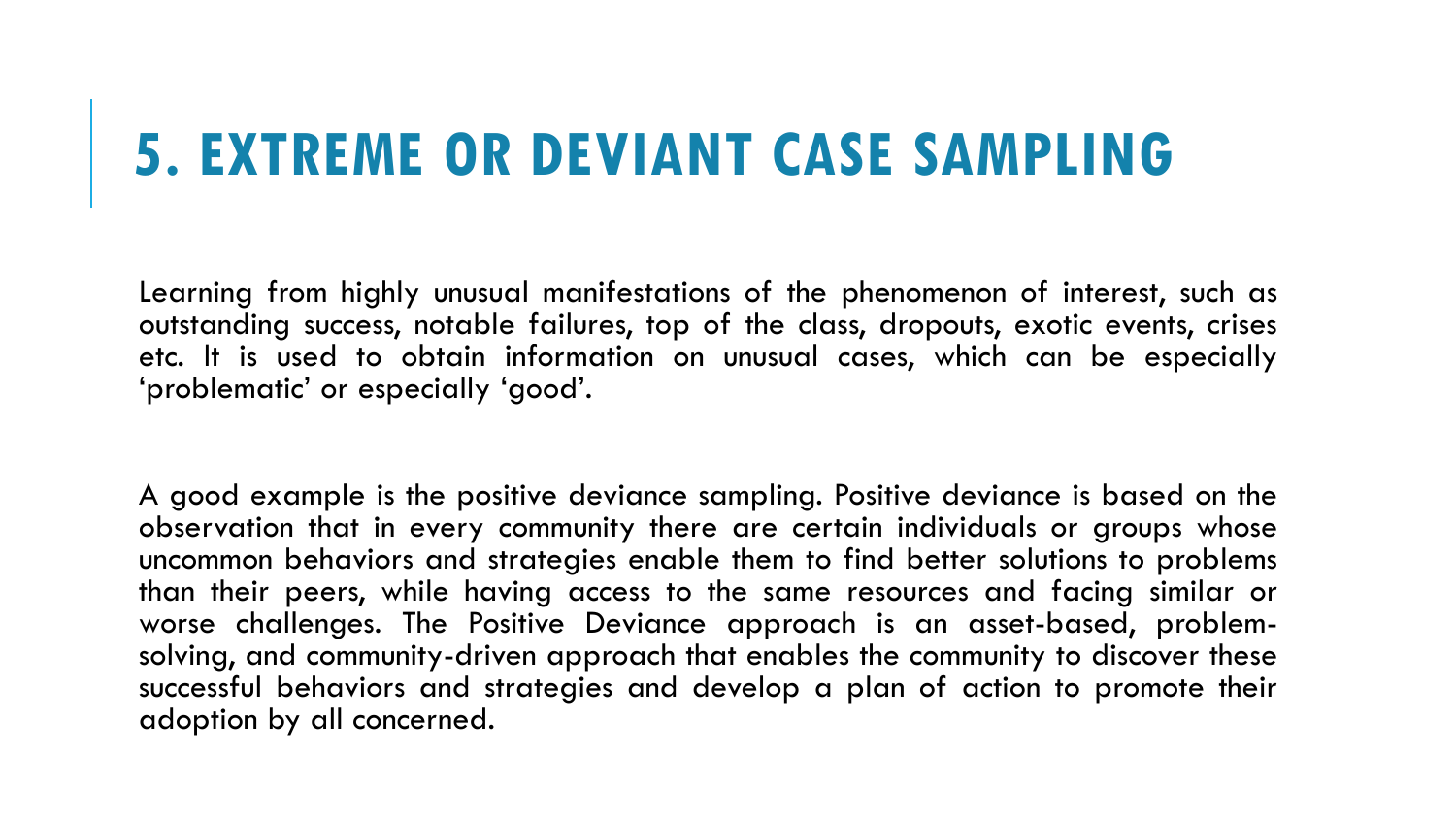# 5. EXTREME OR DEVIANT CASE SAMPLING

Learning from highly unusual manifestations of the phenomenon of interest, such as outstanding success, notable failures, top of the class, dropouts, exotic events, crises etc. It is used to obtain information on unusual cases, which can be especially 'problematic' or especially 'good'.

A good example is the positive deviance sampling. Positive deviance is based on the observation that in every community there are certain individuals or groups whose uncommon behaviors and strategies enable them to find better solutions to problems than their peers, while having access to the same resources and facing similar or worse challenges. The Positive Deviance approach is an asset-based, problem-solving, and community-driven approach that enables the community to discover these successful behaviors and strategies and develop a plan of action to promote their adoption by all concerned.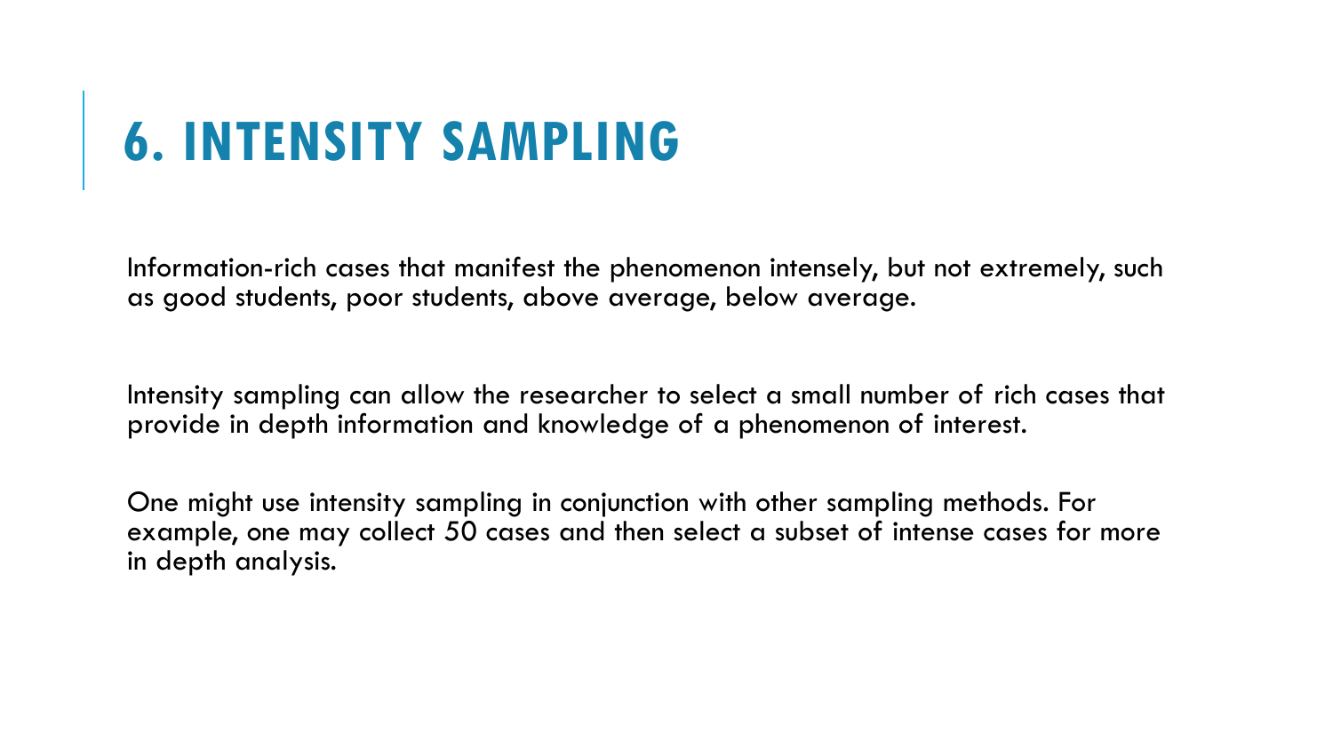# 6. INTENSITY SAMPLING

Information-rich cases that manifest the phenomenon intensely, but not extremely, such as good students, poor students, above average, below average.

Intensity sampling can allow the researcher to select a small number of rich cases that provide in depth information and knowledge of a phenomenon of interest.

One might use intensity sampling in conjunction with other sampling methods. For example, one may collect 50 cases and then select a subset of intense cases for more in depth analysis.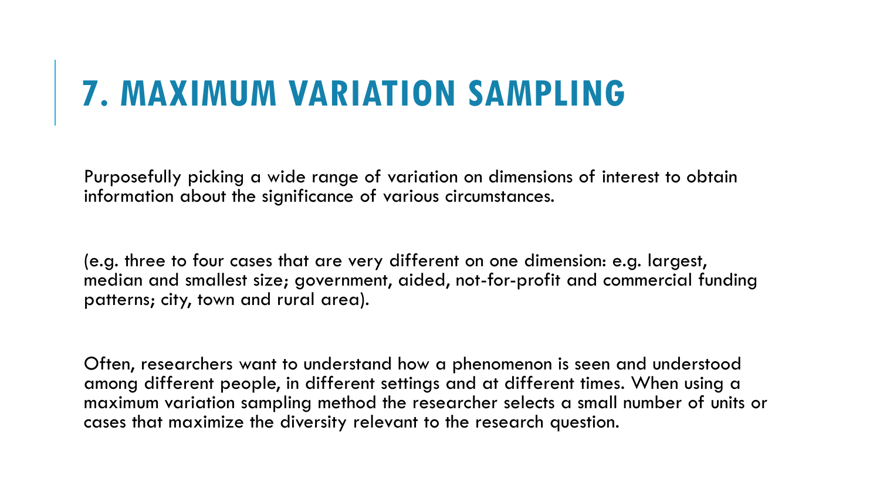# 7. MAXIMUM VARIATION SAMPLING

Purposefully picking a wide range of variation on dimensions of interest to obtain information about the significance of various circumstances.

(e.g. three to four cases that are very different on one dimension: e.g. largest, median and smallest size; government, aided, not-for-profit and commercial funding patterns; city, town and rural area).

Often, researchers want to understand how a phenomenon is seen and understood among different people, in different settings and at different times. When using a maximum variation sampling method the researcher selects a small number of units or cases that maximize the diversity relevant to the research question.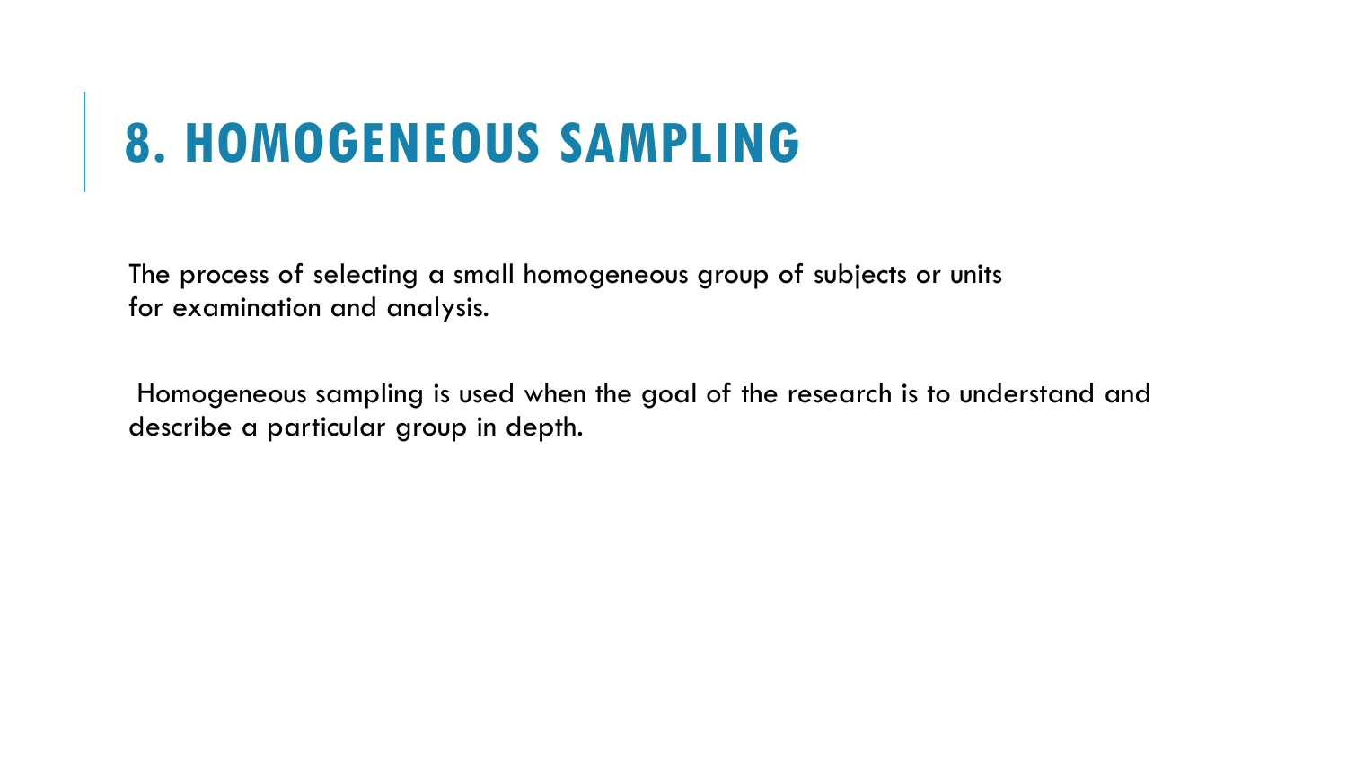# 8. HOMOGENEOUS SAMPLING

The process of selecting a small homogeneous group of subjects or units for examination and analysis.

Homogeneous sampling is used when the goal of the research is to understand and describe a particular group in depth.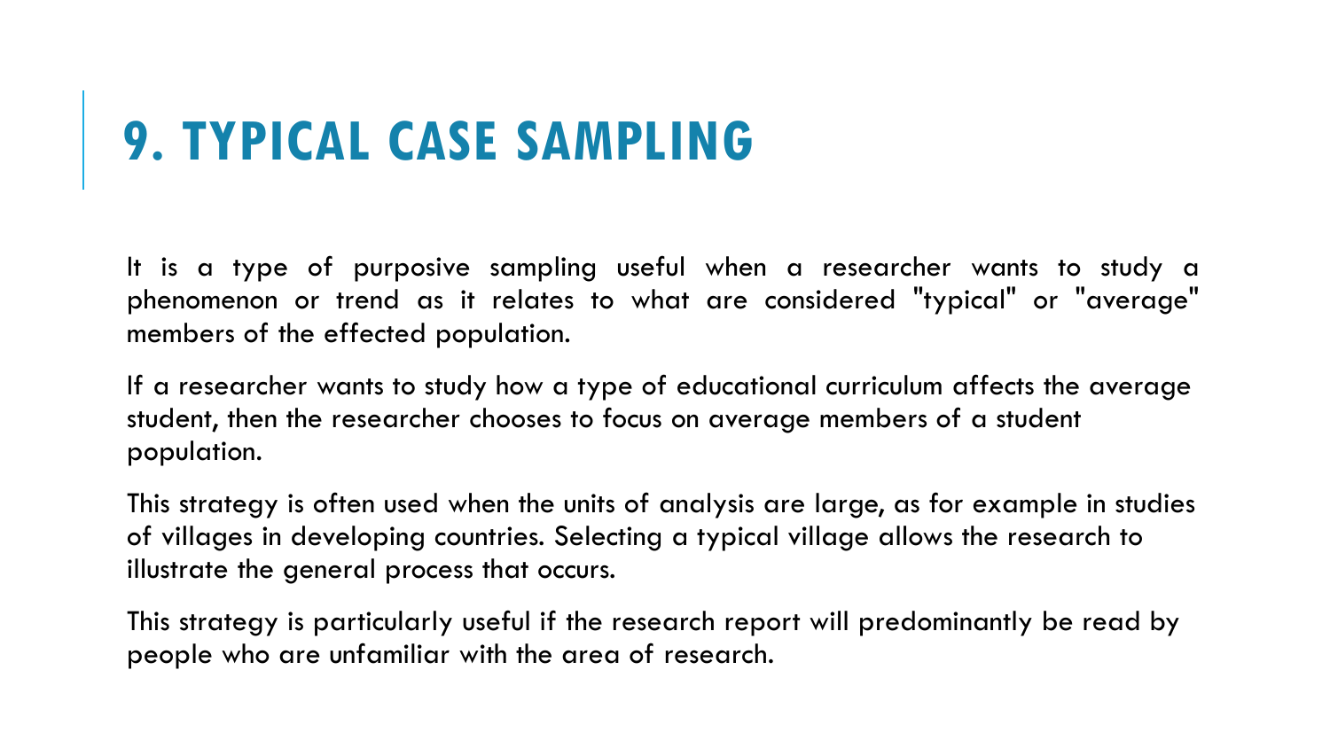# 9. TYPICAL CASE SAMPLING

It is a type of purposive sampling useful when a researcher wants to study a phenomenon or trend as it relates to what are considered "typical" or "average" members of the effected population.

If a researcher wants to study how a type of educational curriculum affects the average student, then the researcher chooses to focus on average members of a student population.

This strategy is often used when the units of analysis are large, as for example in studies of villages in developing countries. Selecting a typical village allows the research to illustrate the general process that occurs.

This strategy is particularly useful if the research report will predominantly be read by people who are unfamiliar with the area of research.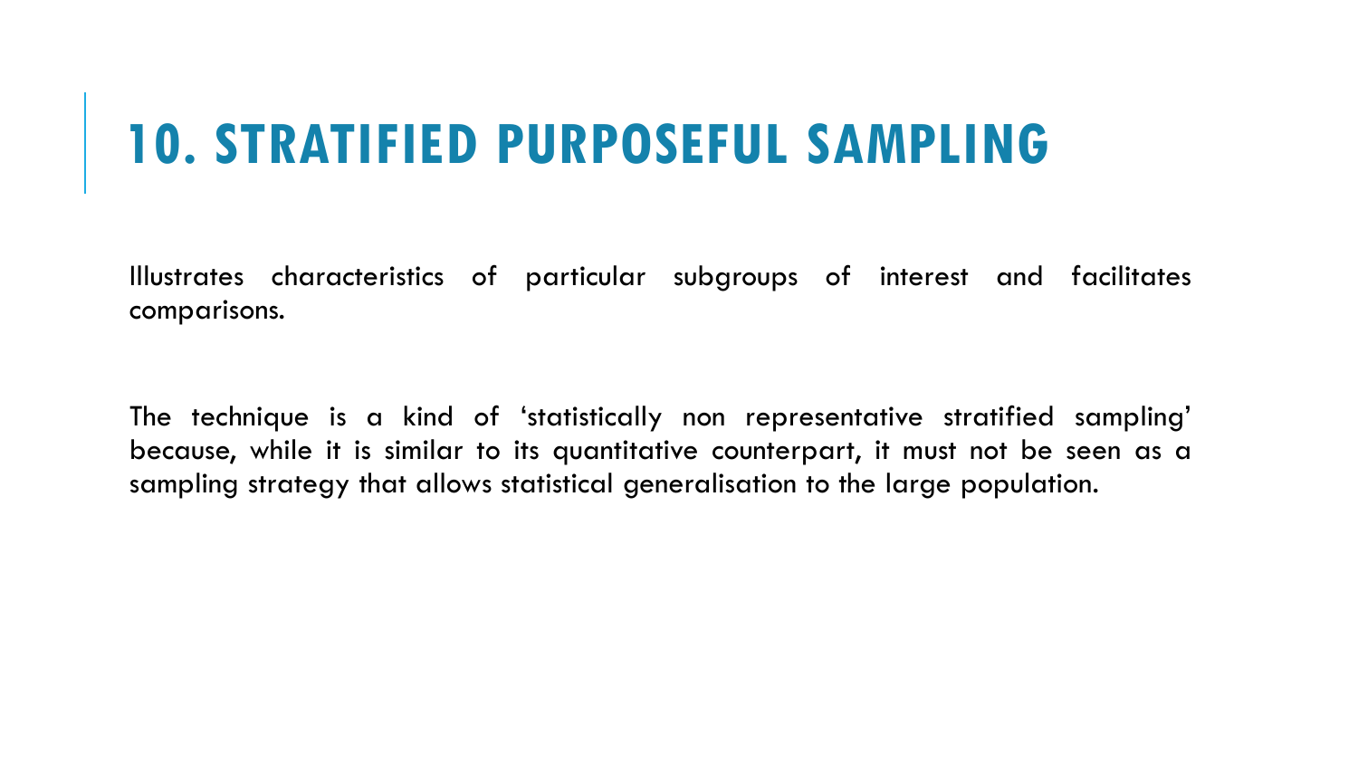# 10. STRATIFIED PURPOSEFUL SAMPLING

Illustrates characteristics of particular subgroups of interest and facilitates comparisons.

The technique is a kind of 'statistically non representative stratified sampling' because, while it is similar to its quantitative counterpart, it must not be seen as a sampling strategy that allows statistical generalisation to the large population.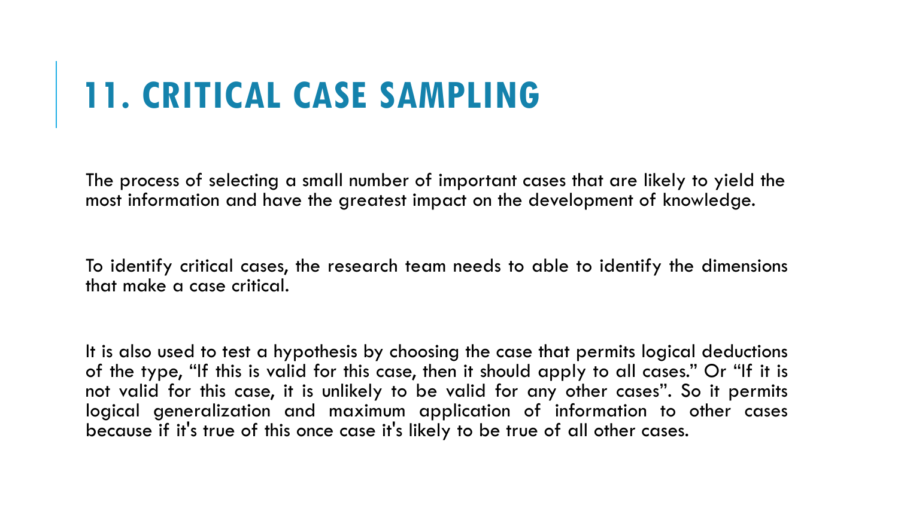# 11. CRITICAL CASE SAMPLING

The process of selecting a small number of important cases that are likely to yield the most information and have the greatest impact on the development of knowledge.

To identify critical cases, the research team needs to able to identify the dimensions that make a case critical.

It is also used to test a hypothesis by choosing the case that permits logical deductions of the type, “If this is valid for this case, then it should apply to all cases.” Or “If it is not valid for this case, it is unlikely to be valid for any other cases”. So it permits logical generalization and maximum application of information to other cases because if it's true of this once case it's likely to be true of all other cases.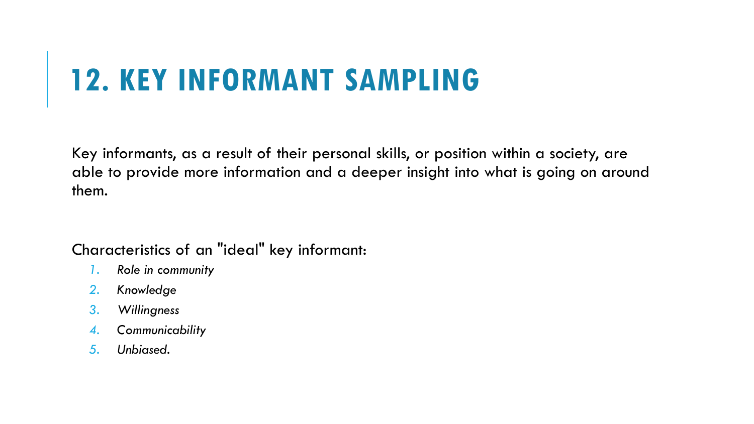# 12. KEY INFORMANT SAMPLING

Key informants, as a result of their personal skills, or position within a society, are able to provide more information and a deeper insight into what is going on around them.

Characteristics of an "ideal" key informant:

1. *Role in community*
2. *Knowledge*
3. *Willingness*
4. *Communicability*
5. *Unbiased.*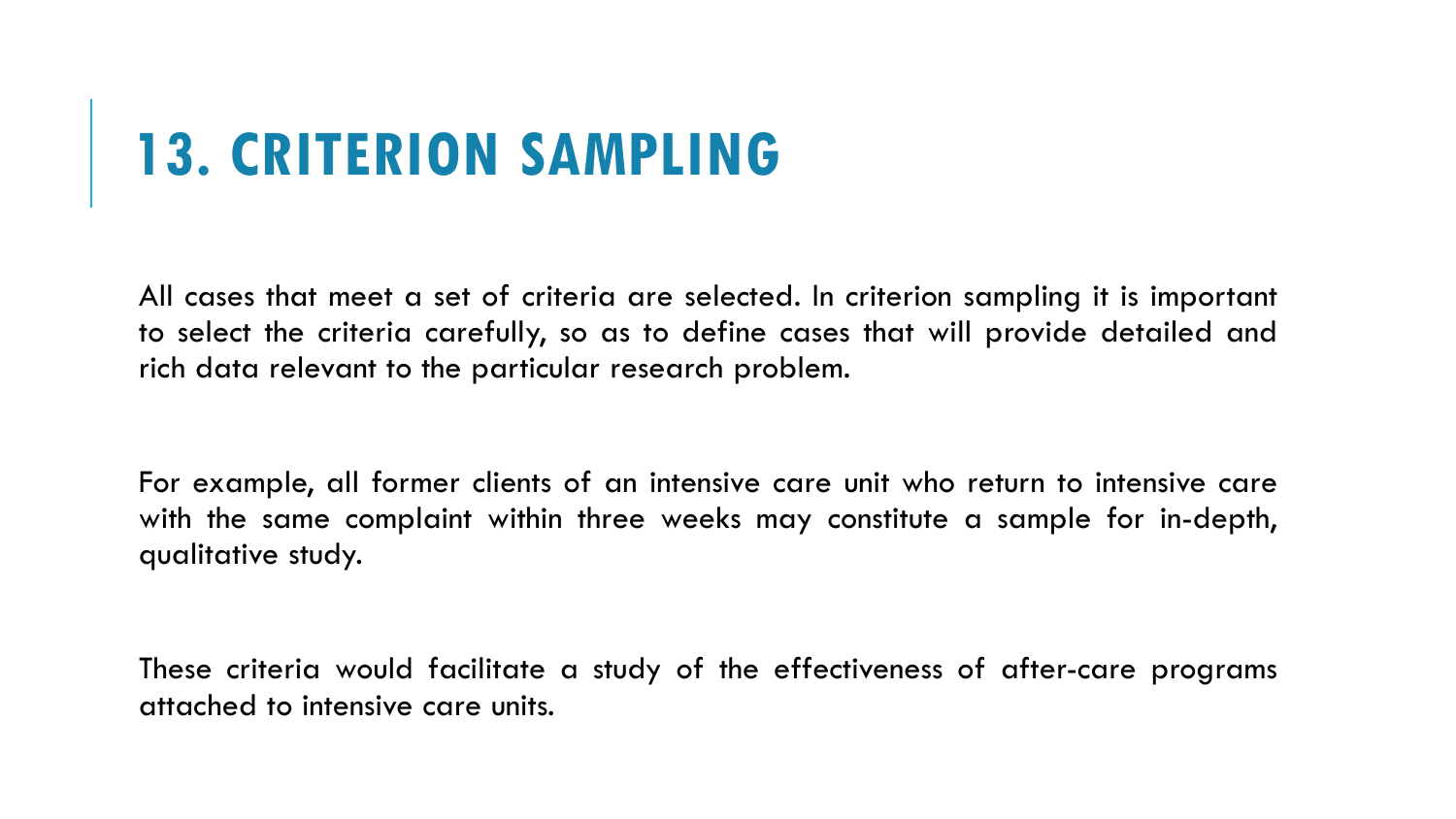# 13. CRITERION SAMPLING

All cases that meet a set of criteria are selected. In criterion sampling it is important to select the criteria carefully, so as to define cases that will provide detailed and rich data relevant to the particular research problem.

For example, all former clients of an intensive care unit who return to intensive care with the same complaint within three weeks may constitute a sample for in-depth, qualitative study.

These criteria would facilitate a study of the effectiveness of after-care programs attached to intensive care units.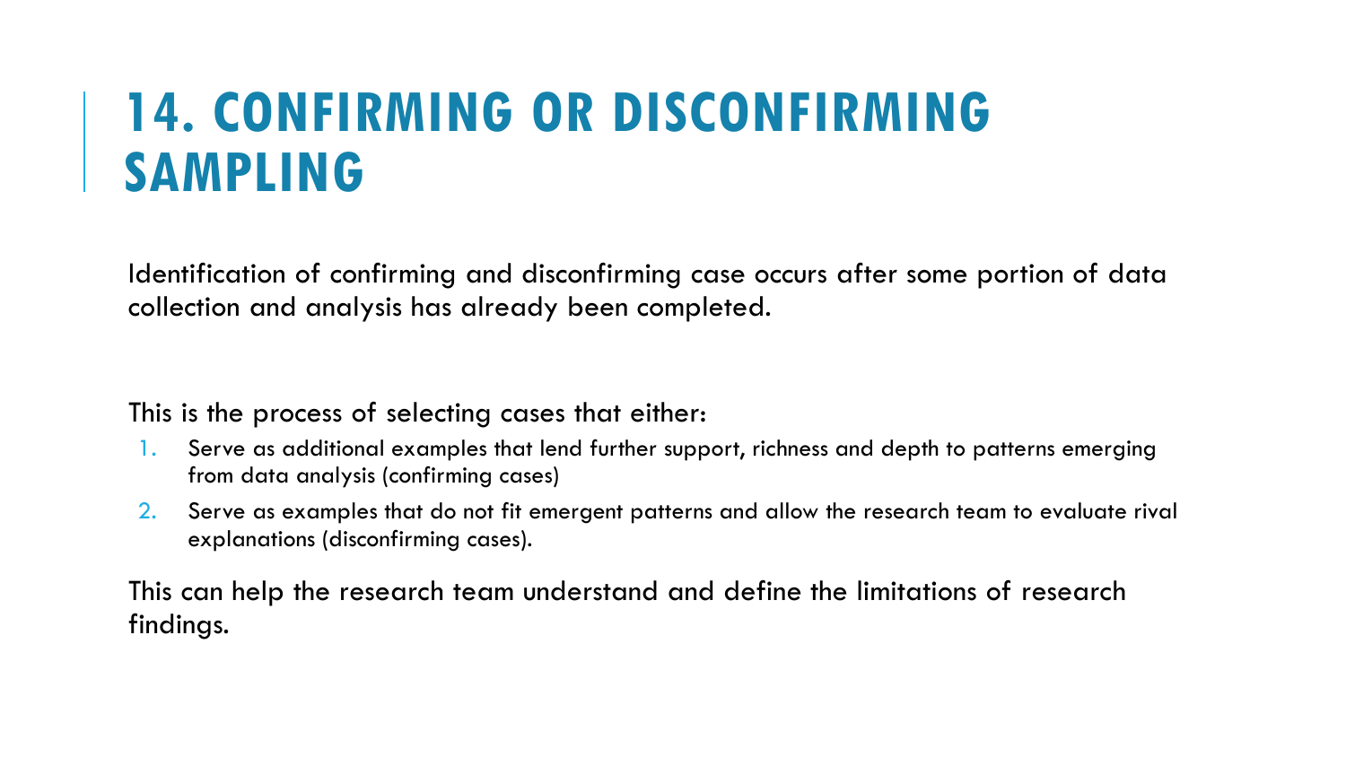# 14. CONFIRMING OR DISCONFIRMING SAMPLING

Identification of confirming and disconfirming case occurs after some portion of data collection and analysis has already been completed.

This is the process of selecting cases that either:

1. Serve as additional examples that lend further support, richness and depth to patterns emerging from data analysis (confirming cases)
2. Serve as examples that do not fit emergent patterns and allow the research team to evaluate rival explanations (disconfirming cases).

This can help the research team understand and define the limitations of research findings.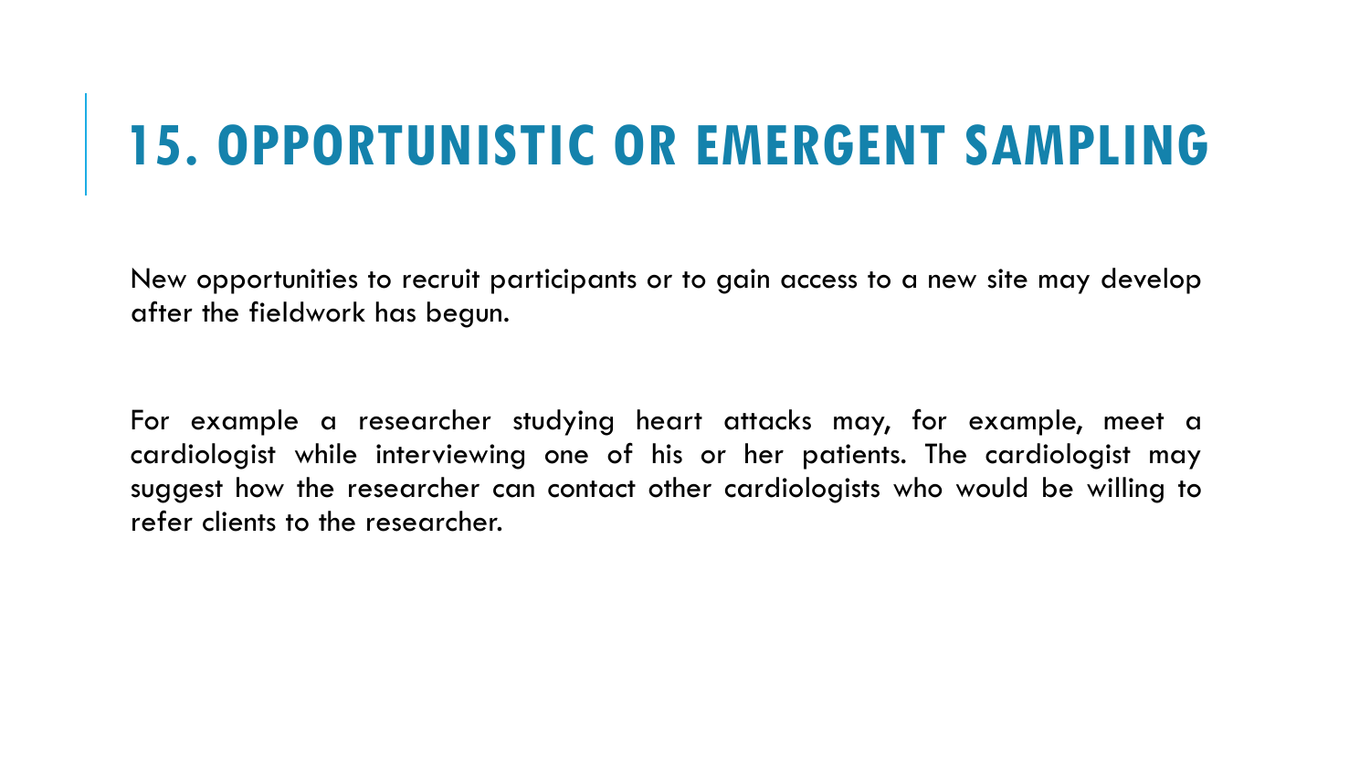# 15. OPPORTUNISTIC OR EMERGENT SAMPLING

New opportunities to recruit participants or to gain access to a new site may develop after the fieldwork has begun.

For example a researcher studying heart attacks may, for example, meet a cardiologist while interviewing one of his or her patients. The cardiologist may suggest how the researcher can contact other cardiologists who would be willing to refer clients to the researcher.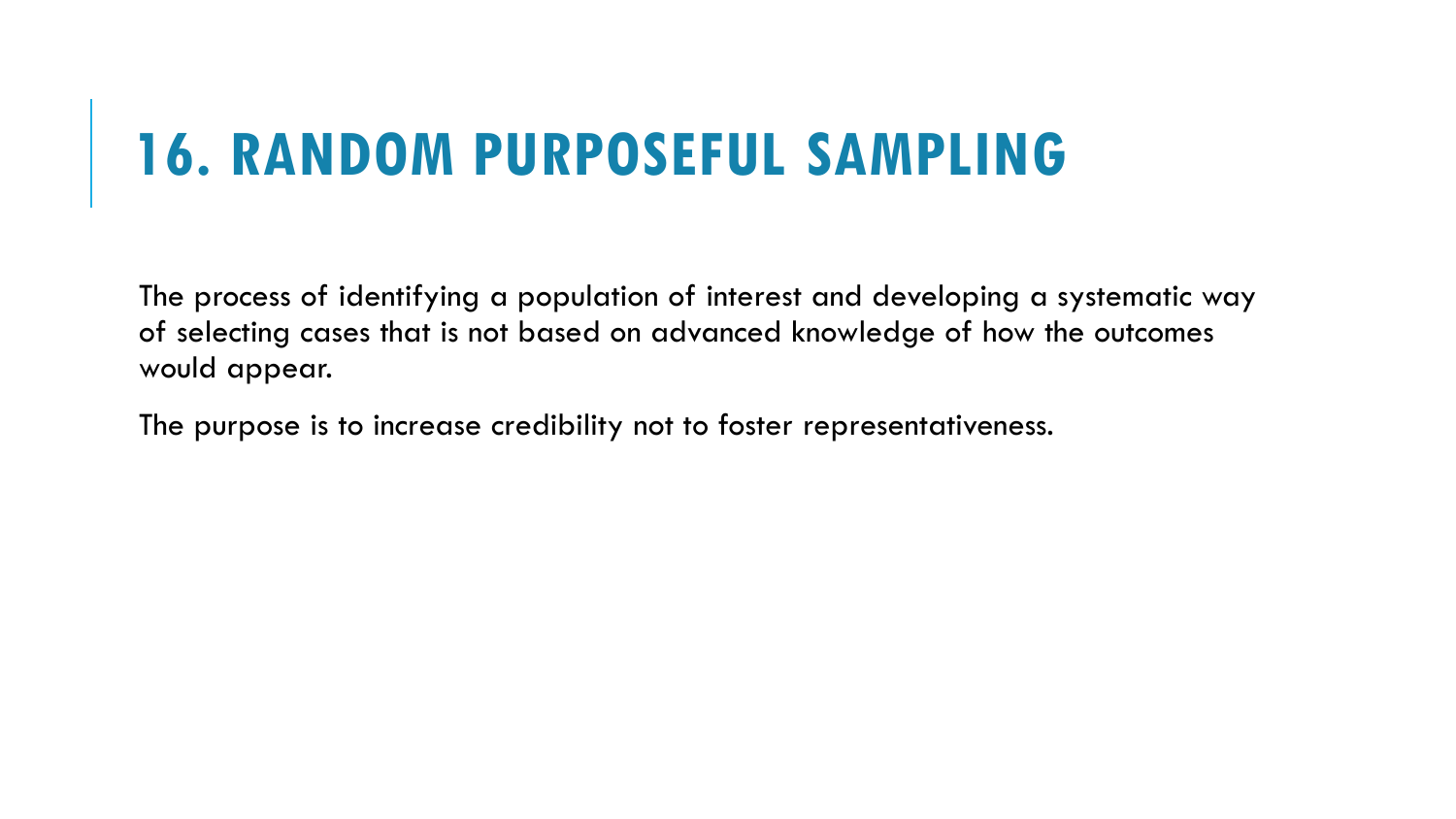# 16. RANDOM PURPOSEFUL SAMPLING

The process of identifying a population of interest and developing a systematic way of selecting cases that is not based on advanced knowledge of how the outcomes would appear.

The purpose is to increase credibility not to foster representativeness.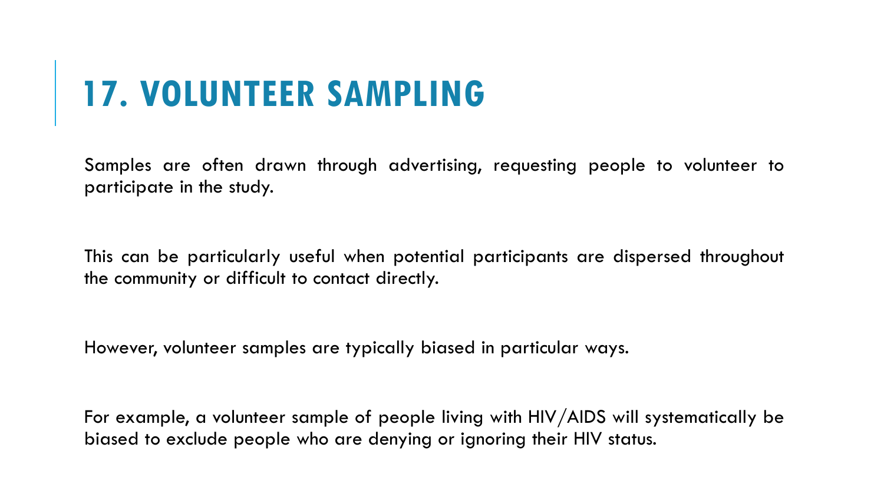# 17. VOLUNTEER SAMPLING

Samples are often drawn through advertising, requesting people to volunteer to participate in the study.

This can be particularly useful when potential participants are dispersed throughout the community or difficult to contact directly.

However, volunteer samples are typically biased in particular ways.

For example, a volunteer sample of people living with HIV/AIDS will systematically be biased to exclude people who are denying or ignoring their HIV status.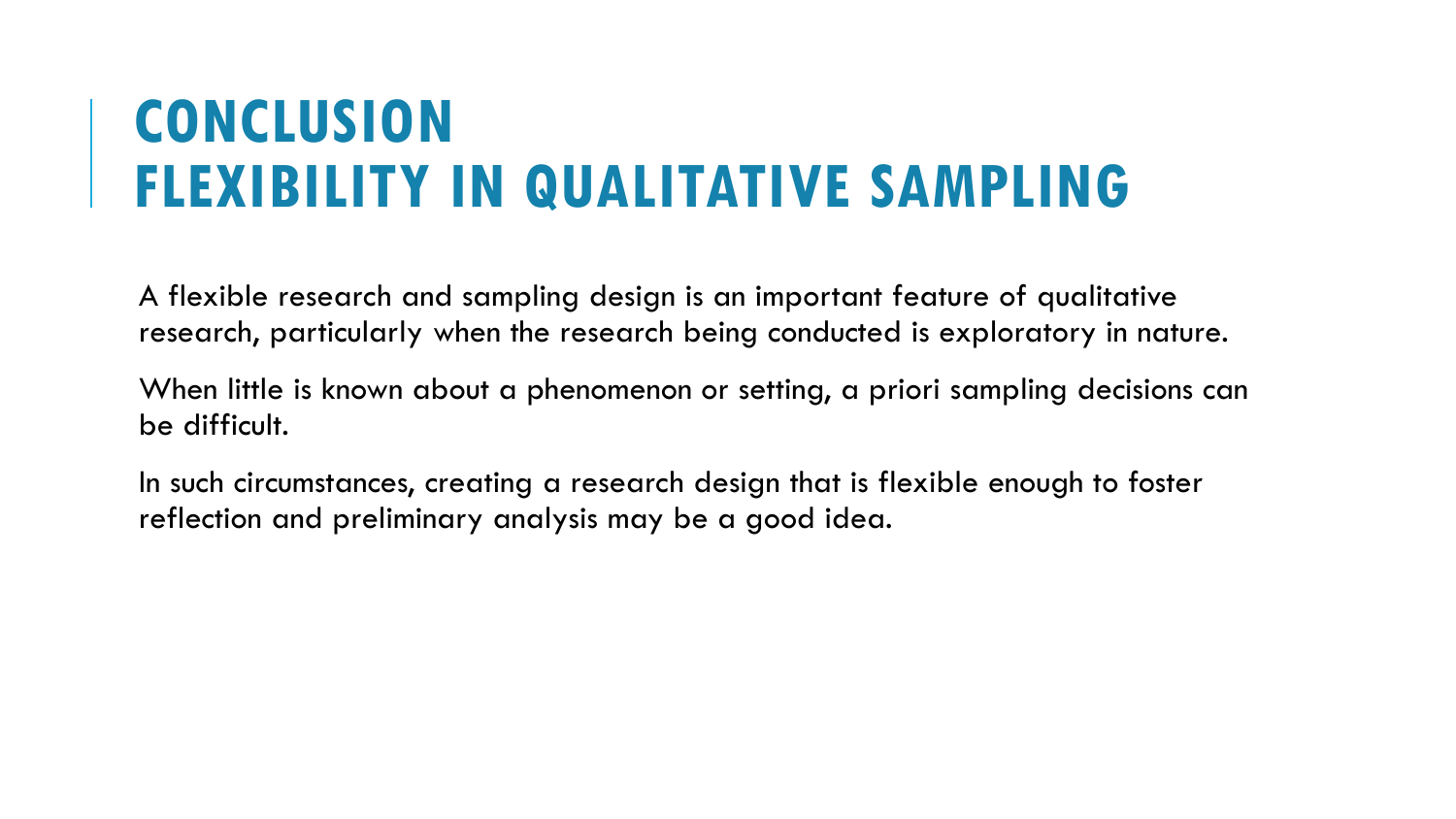# CONCLUSION
# FLEXIBILITY IN QUALITATIVE SAMPLING

A flexible research and sampling design is an important feature of qualitative research, particularly when the research being conducted is exploratory in nature.

When little is known about a phenomenon or setting, a priori sampling decisions can be difficult.

In such circumstances, creating a research design that is flexible enough to foster reflection and preliminary analysis may be a good idea.